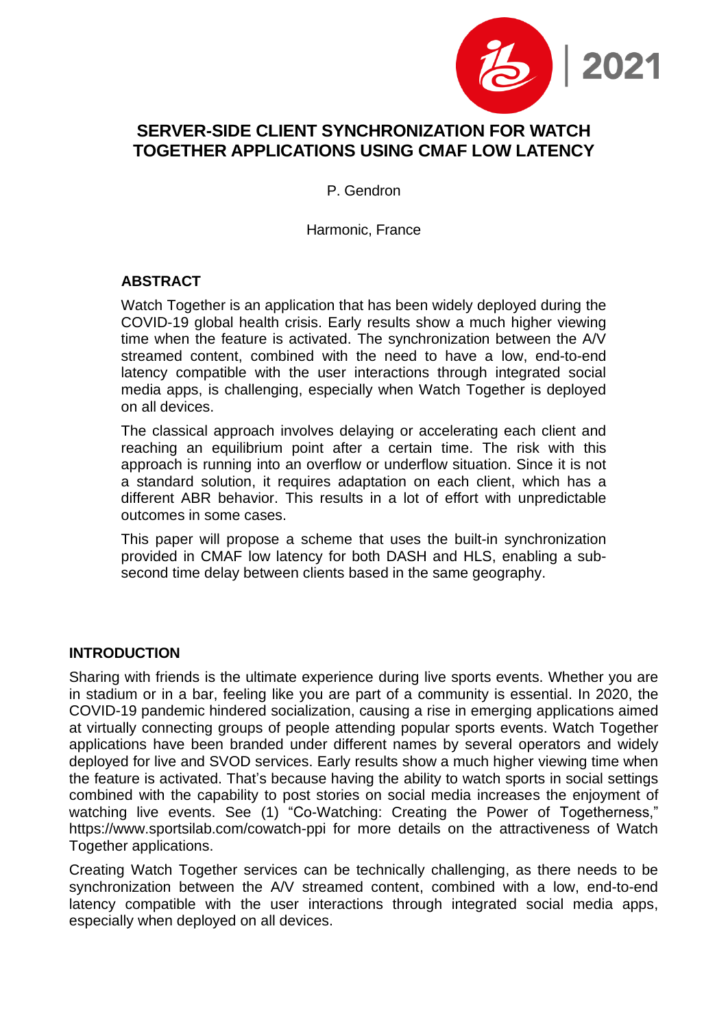# SERVER-SIDE CLIENT SYNCHRONIZATION FOR WATCH TOGETHER APPLICATIONS USING CMAF LOW LATENCY

P. Gendron

Harmonic, France

## ABSTRACT

Watch Together is an application that has been widely deployed during the COVID-19 global health crisis. Early results show a much higher viewing time when the feature is activated. The synchronization between the A/V streamed content, combined with the need to have a low, end-to-end latency compatible with the user interactions through integrated social media apps, is challenging, especially when Watch Together is deployed on all devices.

The classical approach involves delaying or accelerating each client and reaching an equilibrium point after a certain time. The risk with this approach is running into an overflow or underflow situation. Since it is not a standard solution, it requires adaptation on each client, which has a different ABR behavior. This results in a lot of effort with unpredictable outcomes in some cases.

This paper will propose a scheme that uses the built-in synchronization provided in CMAF low latency for both DASH and HLS, enabling a sub-second time delay between clients based in the same geography.

## INTRODUCTION

Sharing with friends is the ultimate experience during live sports events. Whether you are in stadium or in a bar, feeling like you are part of a community is essential. In 2020, the COVID-19 pandemic hindered socialization, causing a rise in emerging applications aimed at virtually connecting groups of people attending popular sports events. Watch Together applications have been branded under different names by several operators and widely deployed for live and SVOD services. Early results show a much higher viewing time when the feature is activated. That's because having the ability to watch sports in social settings combined with the capability to post stories on social media increases the enjoyment of watching live events. See (1) "Co-Watching: Creating the Power of Togetherness," https://www.sportsilab.com/cowatch-ppi for more details on the attractiveness of Watch Together applications.

Creating Watch Together services can be technically challenging, as there needs to be synchronization between the A/V streamed content, combined with a low, end-to-end latency compatible with the user interactions through integrated social media apps, especially when deployed on all devices.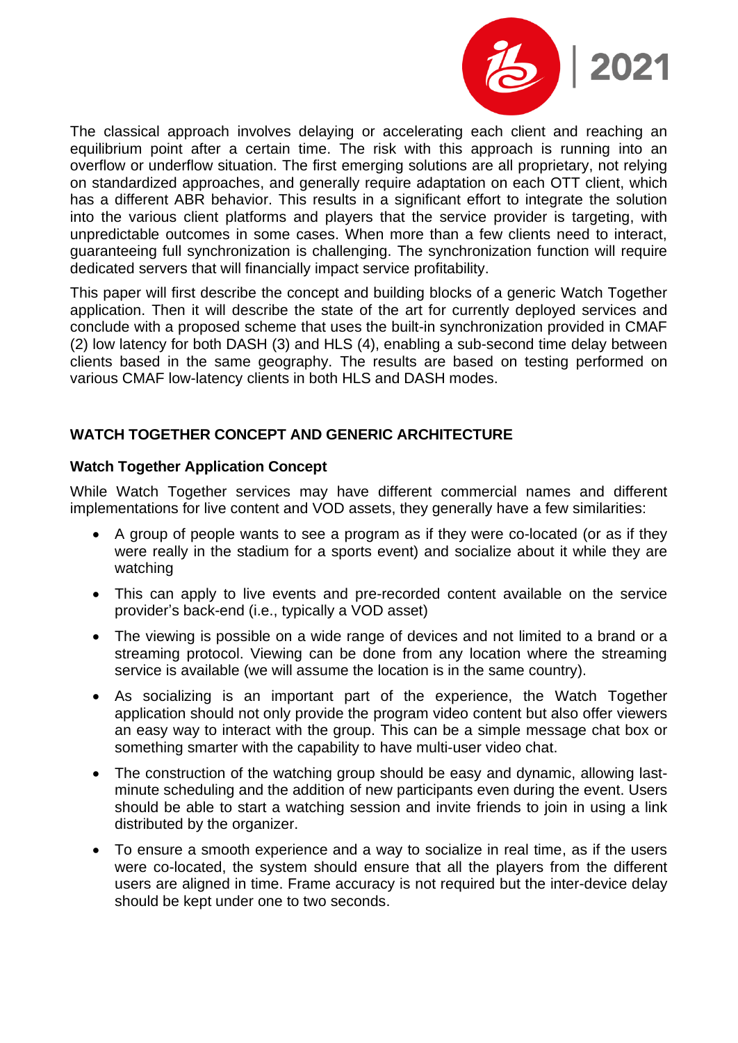The classical approach involves delaying or accelerating each client and reaching an equilibrium point after a certain time. The risk with this approach is running into an overflow or underflow situation. The first emerging solutions are all proprietary, not relying on standardized approaches, and generally require adaptation on each OTT client, which has a different ABR behavior. This results in a significant effort to integrate the solution into the various client platforms and players that the service provider is targeting, with unpredictable outcomes in some cases. When more than a few clients need to interact, guaranteeing full synchronization is challenging. The synchronization function will require dedicated servers that will financially impact service profitability.

This paper will first describe the concept and building blocks of a generic Watch Together application. Then it will describe the state of the art for currently deployed services and conclude with a proposed scheme that uses the built-in synchronization provided in CMAF (2) low latency for both DASH (3) and HLS (4), enabling a sub-second time delay between clients based in the same geography. The results are based on testing performed on various CMAF low-latency clients in both HLS and DASH modes.

## WATCH TOGETHER CONCEPT AND GENERIC ARCHITECTURE

### Watch Together Application Concept

While Watch Together services may have different commercial names and different implementations for live content and VOD assets, they generally have a few similarities:

- A group of people wants to see a program as if they were co-located (or as if they were really in the stadium for a sports event) and socialize about it while they are watching
- This can apply to live events and pre-recorded content available on the service provider's back-end (i.e., typically a VOD asset)
- The viewing is possible on a wide range of devices and not limited to a brand or a streaming protocol. Viewing can be done from any location where the streaming service is available (we will assume the location is in the same country).
- As socializing is an important part of the experience, the Watch Together application should not only provide the program video content but also offer viewers an easy way to interact with the group. This can be a simple message chat box or something smarter with the capability to have multi-user video chat.
- The construction of the watching group should be easy and dynamic, allowing last-minute scheduling and the addition of new participants even during the event. Users should be able to start a watching session and invite friends to join in using a link distributed by the organizer.
- To ensure a smooth experience and a way to socialize in real time, as if the users were co-located, the system should ensure that all the players from the different users are aligned in time. Frame accuracy is not required but the inter-device delay should be kept under one to two seconds.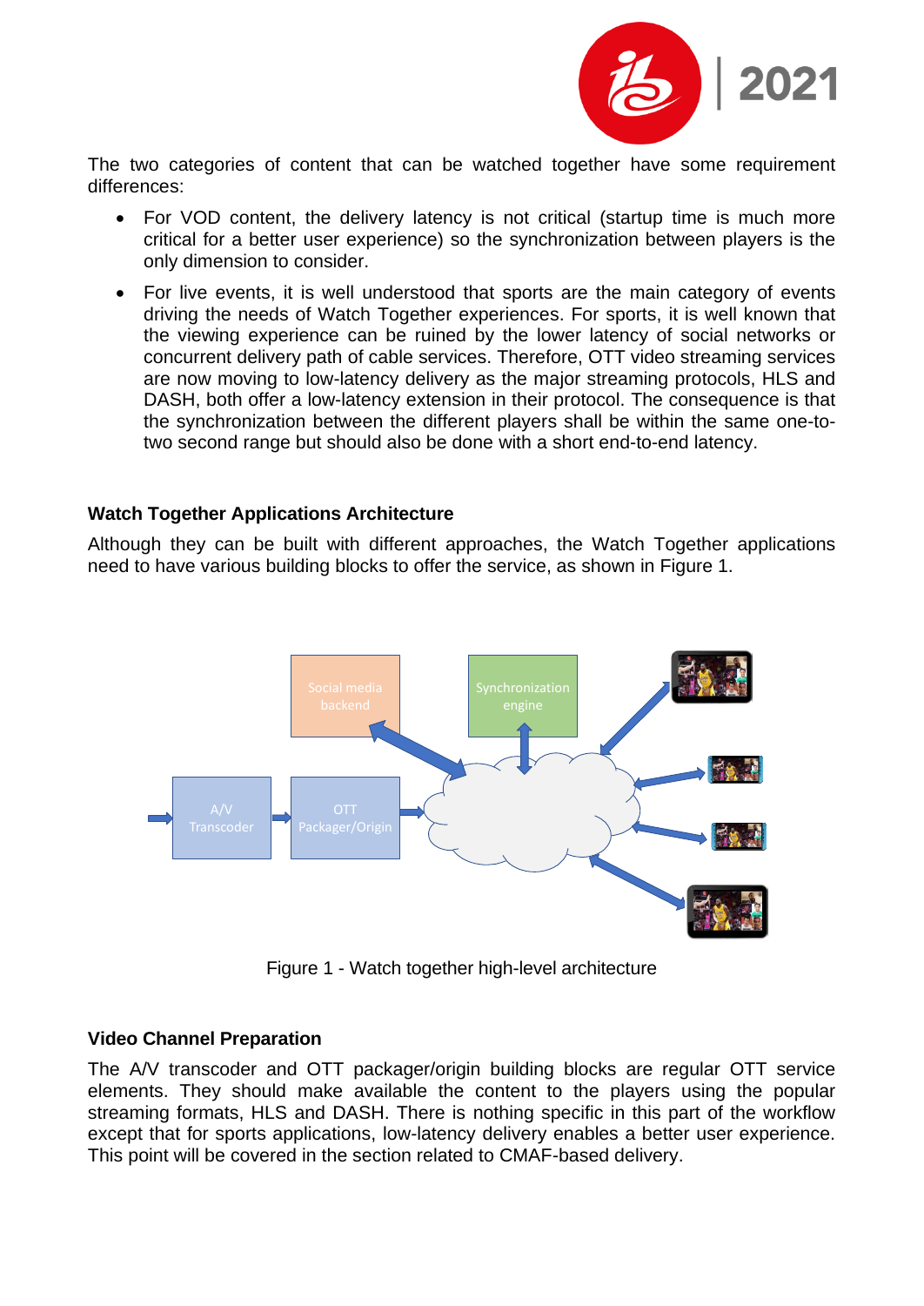The two categories of content that can be watched together have some requirement differences:

- For VOD content, the delivery latency is not critical (startup time is much more critical for a better user experience) so the synchronization between players is the only dimension to consider.
- For live events, it is well understood that sports are the main category of events driving the needs of Watch Together experiences. For sports, it is well known that the viewing experience can be ruined by the lower latency of social networks or concurrent delivery path of cable services. Therefore, OTT video streaming services are now moving to low-latency delivery as the major streaming protocols, HLS and DASH, both offer a low-latency extension in their protocol. The consequence is that the synchronization between the different players shall be within the same one-to-two second range but should also be done with a short end-to-end latency.

## Watch Together Applications Architecture

Although they can be built with different approaches, the Watch Together applications need to have various building blocks to offer the service, as shown in Figure 1.

Figure 1 - Watch together high-level architecture

## Video Channel Preparation

The A/V transcoder and OTT packager/origin building blocks are regular OTT service elements. They should make available the content to the players using the popular streaming formats, HLS and DASH. There is nothing specific in this part of the workflow except that for sports applications, low-latency delivery enables a better user experience. This point will be covered in the section related to CMAF-based delivery.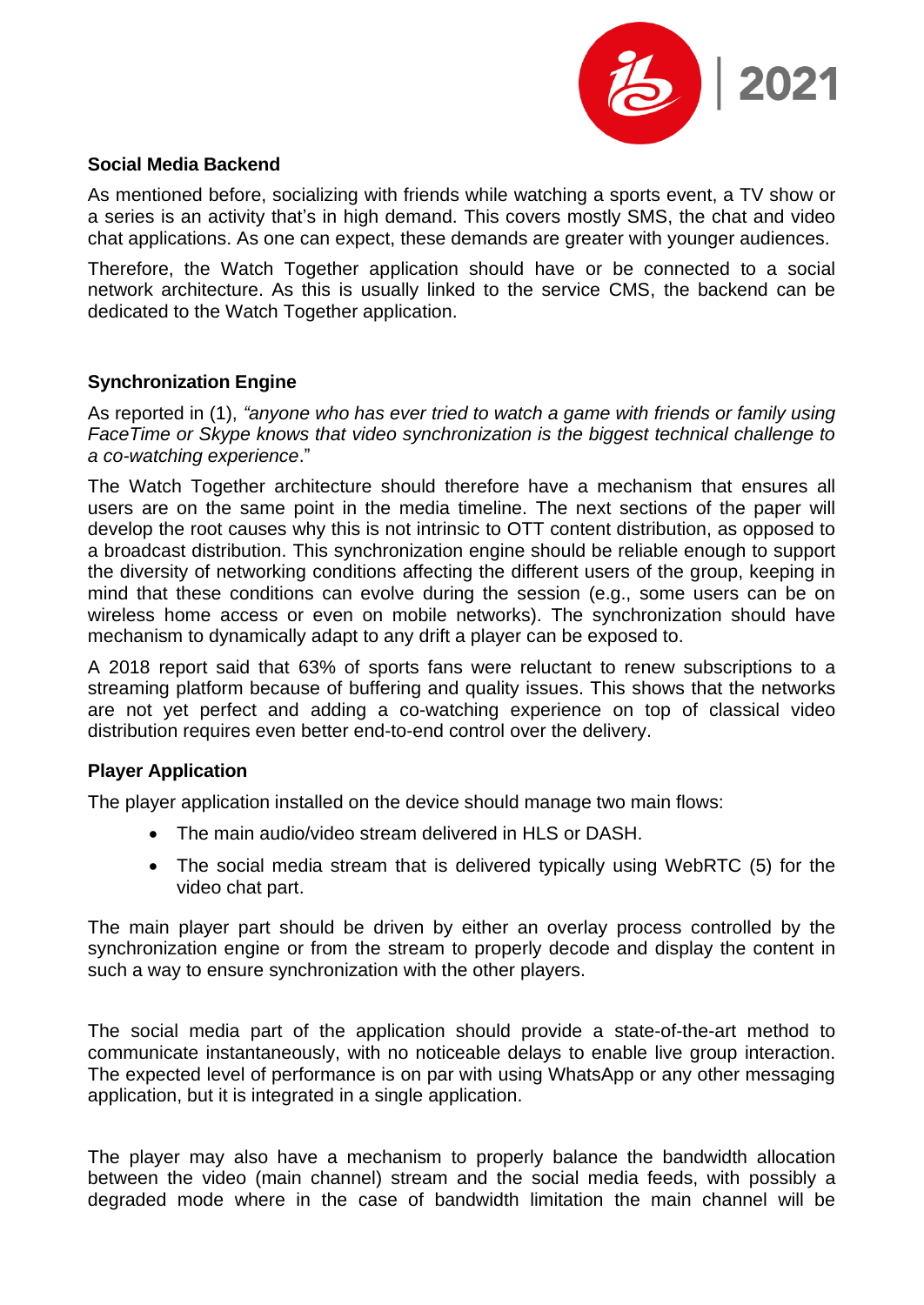### Social Media Backend

As mentioned before, socializing with friends while watching a sports event, a TV show or a series is an activity that's in high demand. This covers mostly SMS, the chat and video chat applications. As one can expect, these demands are greater with younger audiences.

Therefore, the Watch Together application should have or be connected to a social network architecture. As this is usually linked to the service CMS, the backend can be dedicated to the Watch Together application.

### Synchronization Engine

As reported in (1), *"anyone who has ever tried to watch a game with friends or family using FaceTime or Skype knows that video synchronization is the biggest technical challenge to a co-watching experience*."

The Watch Together architecture should therefore have a mechanism that ensures all users are on the same point in the media timeline. The next sections of the paper will develop the root causes why this is not intrinsic to OTT content distribution, as opposed to a broadcast distribution. This synchronization engine should be reliable enough to support the diversity of networking conditions affecting the different users of the group, keeping in mind that these conditions can evolve during the session (e.g., some users can be on wireless home access or even on mobile networks). The synchronization should have mechanism to dynamically adapt to any drift a player can be exposed to.

A 2018 report said that 63% of sports fans were reluctant to renew subscriptions to a streaming platform because of buffering and quality issues. This shows that the networks are not yet perfect and adding a co-watching experience on top of classical video distribution requires even better end-to-end control over the delivery.

### Player Application

The player application installed on the device should manage two main flows:

- The main audio/video stream delivered in HLS or DASH.
- The social media stream that is delivered typically using WebRTC (5) for the video chat part.

The main player part should be driven by either an overlay process controlled by the synchronization engine or from the stream to properly decode and display the content in such a way to ensure synchronization with the other players.

The social media part of the application should provide a state-of-the-art method to communicate instantaneously, with no noticeable delays to enable live group interaction. The expected level of performance is on par with using WhatsApp or any other messaging application, but it is integrated in a single application.

The player may also have a mechanism to properly balance the bandwidth allocation between the video (main channel) stream and the social media feeds, with possibly a degraded mode where in the case of bandwidth limitation the main channel will be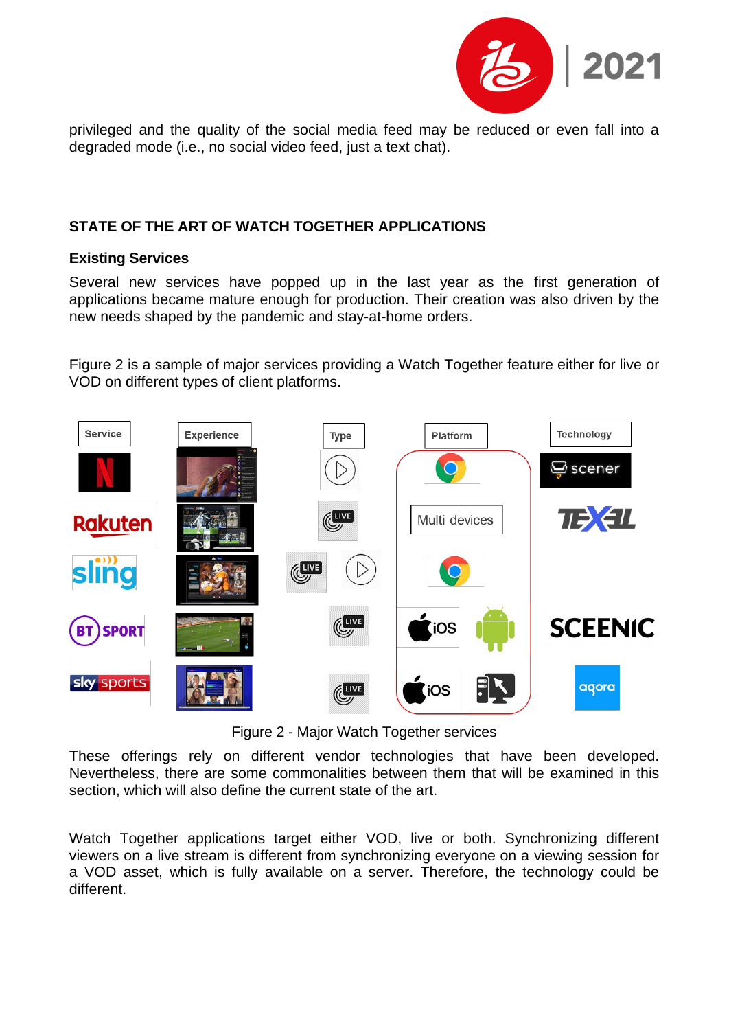privileged and the quality of the social media feed may be reduced or even fall into a degraded mode (i.e., no social video feed, just a text chat).

## STATE OF THE ART OF WATCH TOGETHER APPLICATIONS

### Existing Services

Several new services have popped up in the last year as the first generation of applications became mature enough for production. Their creation was also driven by the new needs shaped by the pandemic and stay-at-home orders.

Figure 2 is a sample of major services providing a Watch Together feature either for live or VOD on different types of client platforms.

Figure 2 - Major Watch Together services

These offerings rely on different vendor technologies that have been developed. Nevertheless, there are some commonalities between them that will be examined in this section, which will also define the current state of the art.

Watch Together applications target either VOD, live or both. Synchronizing different viewers on a live stream is different from synchronizing everyone on a viewing session for a VOD asset, which is fully available on a server. Therefore, the technology could be different.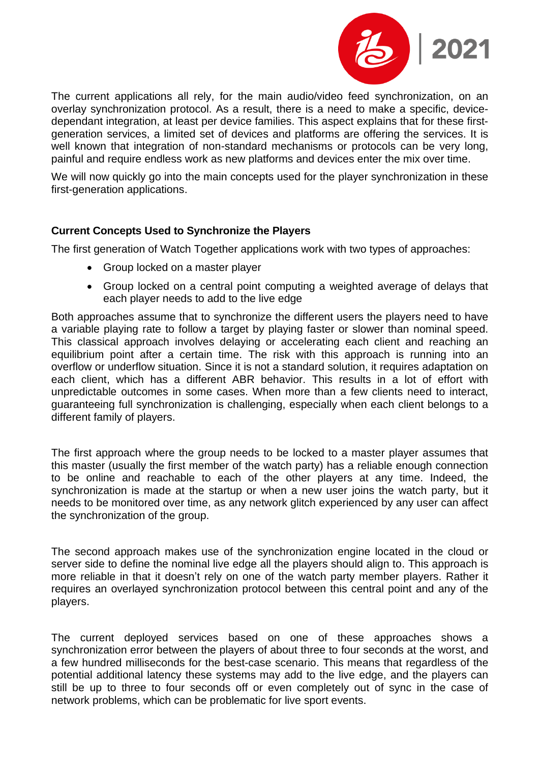The current applications all rely, for the main audio/video feed synchronization, on an overlay synchronization protocol. As a result, there is a need to make a specific, device-dependant integration, at least per device families. This aspect explains that for these first-generation services, a limited set of devices and platforms are offering the services. It is well known that integration of non-standard mechanisms or protocols can be very long, painful and require endless work as new platforms and devices enter the mix over time.

We will now quickly go into the main concepts used for the player synchronization in these first-generation applications.

### Current Concepts Used to Synchronize the Players

The first generation of Watch Together applications work with two types of approaches:

- Group locked on a master player
- Group locked on a central point computing a weighted average of delays that each player needs to add to the live edge

Both approaches assume that to synchronize the different users the players need to have a variable playing rate to follow a target by playing faster or slower than nominal speed. This classical approach involves delaying or accelerating each client and reaching an equilibrium point after a certain time. The risk with this approach is running into an overflow or underflow situation. Since it is not a standard solution, it requires adaptation on each client, which has a different ABR behavior. This results in a lot of effort with unpredictable outcomes in some cases. When more than a few clients need to interact, guaranteeing full synchronization is challenging, especially when each client belongs to a different family of players.

The first approach where the group needs to be locked to a master player assumes that this master (usually the first member of the watch party) has a reliable enough connection to be online and reachable to each of the other players at any time. Indeed, the synchronization is made at the startup or when a new user joins the watch party, but it needs to be monitored over time, as any network glitch experienced by any user can affect the synchronization of the group.

The second approach makes use of the synchronization engine located in the cloud or server side to define the nominal live edge all the players should align to. This approach is more reliable in that it doesn't rely on one of the watch party member players. Rather it requires an overlayed synchronization protocol between this central point and any of the players.

The current deployed services based on one of these approaches shows a synchronization error between the players of about three to four seconds at the worst, and a few hundred milliseconds for the best-case scenario. This means that regardless of the potential additional latency these systems may add to the live edge, and the players can still be up to three to four seconds off or even completely out of sync in the case of network problems, which can be problematic for live sport events.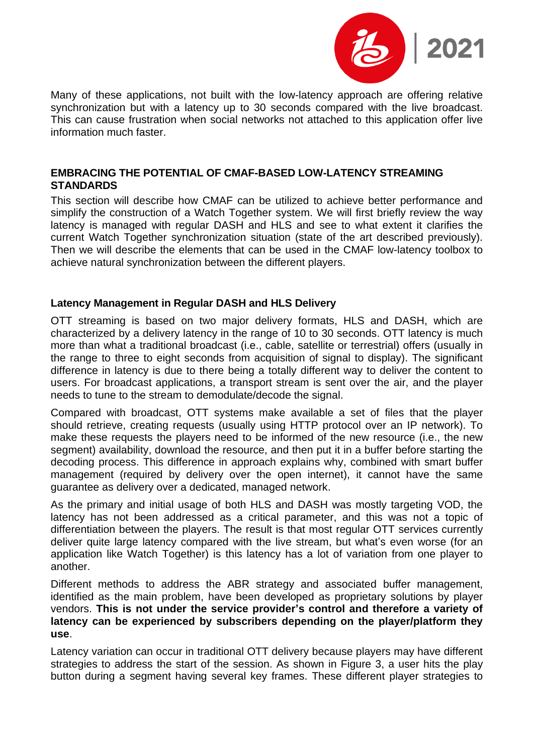Many of these applications, not built with the low-latency approach are offering relative synchronization but with a latency up to 30 seconds compared with the live broadcast. This can cause frustration when social networks not attached to this application offer live information much faster.

## EMBRACING THE POTENTIAL OF CMAF-BASED LOW-LATENCY STREAMING STANDARDS

This section will describe how CMAF can be utilized to achieve better performance and simplify the construction of a Watch Together system. We will first briefly review the way latency is managed with regular DASH and HLS and see to what extent it clarifies the current Watch Together synchronization situation (state of the art described previously). Then we will describe the elements that can be used in the CMAF low-latency toolbox to achieve natural synchronization between the different players.

### Latency Management in Regular DASH and HLS Delivery

OTT streaming is based on two major delivery formats, HLS and DASH, which are characterized by a delivery latency in the range of 10 to 30 seconds. OTT latency is much more than what a traditional broadcast (i.e., cable, satellite or terrestrial) offers (usually in the range to three to eight seconds from acquisition of signal to display). The significant difference in latency is due to there being a totally different way to deliver the content to users. For broadcast applications, a transport stream is sent over the air, and the player needs to tune to the stream to demodulate/decode the signal.

Compared with broadcast, OTT systems make available a set of files that the player should retrieve, creating requests (usually using HTTP protocol over an IP network). To make these requests the players need to be informed of the new resource (i.e., the new segment) availability, download the resource, and then put it in a buffer before starting the decoding process. This difference in approach explains why, combined with smart buffer management (required by delivery over the open internet), it cannot have the same guarantee as delivery over a dedicated, managed network.

As the primary and initial usage of both HLS and DASH was mostly targeting VOD, the latency has not been addressed as a critical parameter, and this was not a topic of differentiation between the players. The result is that most regular OTT services currently deliver quite large latency compared with the live stream, but what's even worse (for an application like Watch Together) is this latency has a lot of variation from one player to another.

Different methods to address the ABR strategy and associated buffer management, identified as the main problem, have been developed as proprietary solutions by player vendors. **This is not under the service provider's control and therefore a variety of latency can be experienced by subscribers depending on the player/platform they use**.

Latency variation can occur in traditional OTT delivery because players may have different strategies to address the start of the session. As shown in Figure 3, a user hits the play button during a segment having several key frames. These different player strategies to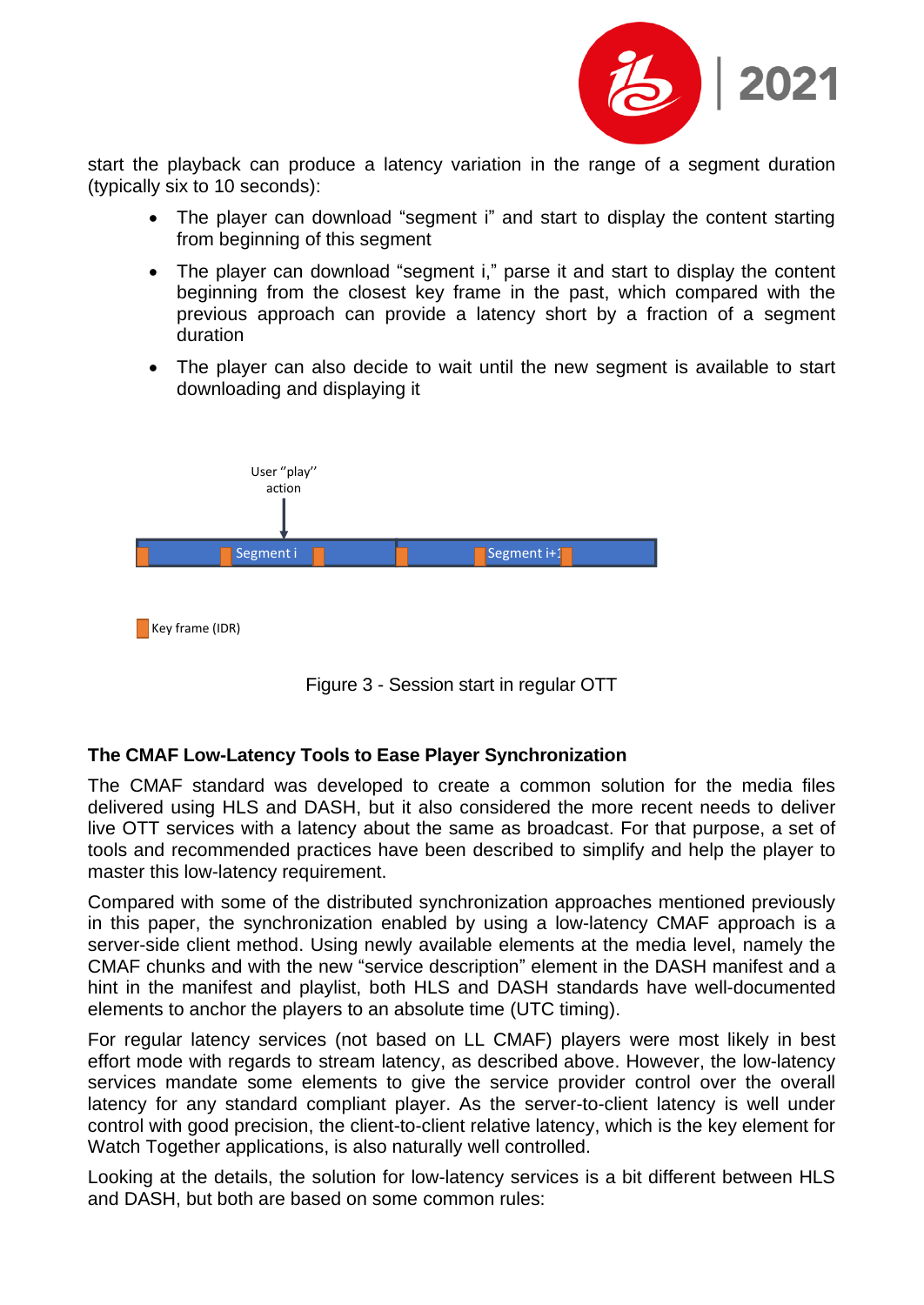start the playback can produce a latency variation in the range of a segment duration (typically six to 10 seconds):

- The player can download "segment i" and start to display the content starting from beginning of this segment
- The player can download "segment i," parse it and start to display the content beginning from the closest key frame in the past, which compared with the previous approach can provide a latency short by a fraction of a segment duration
- The player can also decide to wait until the new segment is available to start downloading and displaying it

Figure 3 - Session start in regular OTT

### The CMAF Low-Latency Tools to Ease Player Synchronization

The CMAF standard was developed to create a common solution for the media files delivered using HLS and DASH, but it also considered the more recent needs to deliver live OTT services with a latency about the same as broadcast. For that purpose, a set of tools and recommended practices have been described to simplify and help the player to master this low-latency requirement.

Compared with some of the distributed synchronization approaches mentioned previously in this paper, the synchronization enabled by using a low-latency CMAF approach is a server-side client method. Using newly available elements at the media level, namely the CMAF chunks and with the new "service description" element in the DASH manifest and a hint in the manifest and playlist, both HLS and DASH standards have well-documented elements to anchor the players to an absolute time (UTC timing).

For regular latency services (not based on LL CMAF) players were most likely in best effort mode with regards to stream latency, as described above. However, the low-latency services mandate some elements to give the service provider control over the overall latency for any standard compliant player. As the server-to-client latency is well under control with good precision, the client-to-client relative latency, which is the key element for Watch Together applications, is also naturally well controlled.

Looking at the details, the solution for low-latency services is a bit different between HLS and DASH, but both are based on some common rules: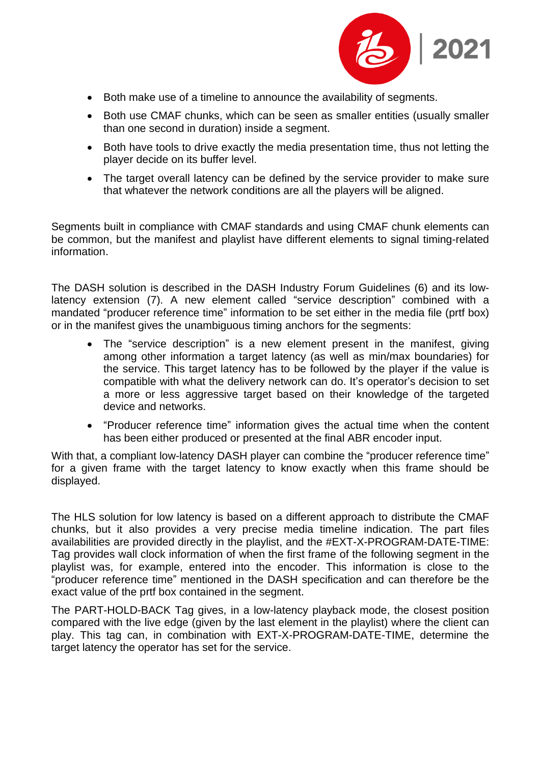- Both make use of a timeline to announce the availability of segments.
- Both use CMAF chunks, which can be seen as smaller entities (usually smaller than one second in duration) inside a segment.
- Both have tools to drive exactly the media presentation time, thus not letting the player decide on its buffer level.
- The target overall latency can be defined by the service provider to make sure that whatever the network conditions are all the players will be aligned.

Segments built in compliance with CMAF standards and using CMAF chunk elements can be common, but the manifest and playlist have different elements to signal timing-related information.

The DASH solution is described in the DASH Industry Forum Guidelines (6) and its low-latency extension (7). A new element called "service description" combined with a mandated "producer reference time" information to be set either in the media file (prtf box) or in the manifest gives the unambiguous timing anchors for the segments:

- The "service description" is a new element present in the manifest, giving among other information a target latency (as well as min/max boundaries) for the service. This target latency has to be followed by the player if the value is compatible with what the delivery network can do. It's operator's decision to set a more or less aggressive target based on their knowledge of the targeted device and networks.
- "Producer reference time" information gives the actual time when the content has been either produced or presented at the final ABR encoder input.

With that, a compliant low-latency DASH player can combine the "producer reference time" for a given frame with the target latency to know exactly when this frame should be displayed.

The HLS solution for low latency is based on a different approach to distribute the CMAF chunks, but it also provides a very precise media timeline indication. The part files availabilities are provided directly in the playlist, and the #EXT-X-PROGRAM-DATE-TIME: Tag provides wall clock information of when the first frame of the following segment in the playlist was, for example, entered into the encoder. This information is close to the "producer reference time" mentioned in the DASH specification and can therefore be the exact value of the prtf box contained in the segment.

The PART-HOLD-BACK Tag gives, in a low-latency playback mode, the closest position compared with the live edge (given by the last element in the playlist) where the client can play. This tag can, in combination with EXT-X-PROGRAM-DATE-TIME, determine the target latency the operator has set for the service.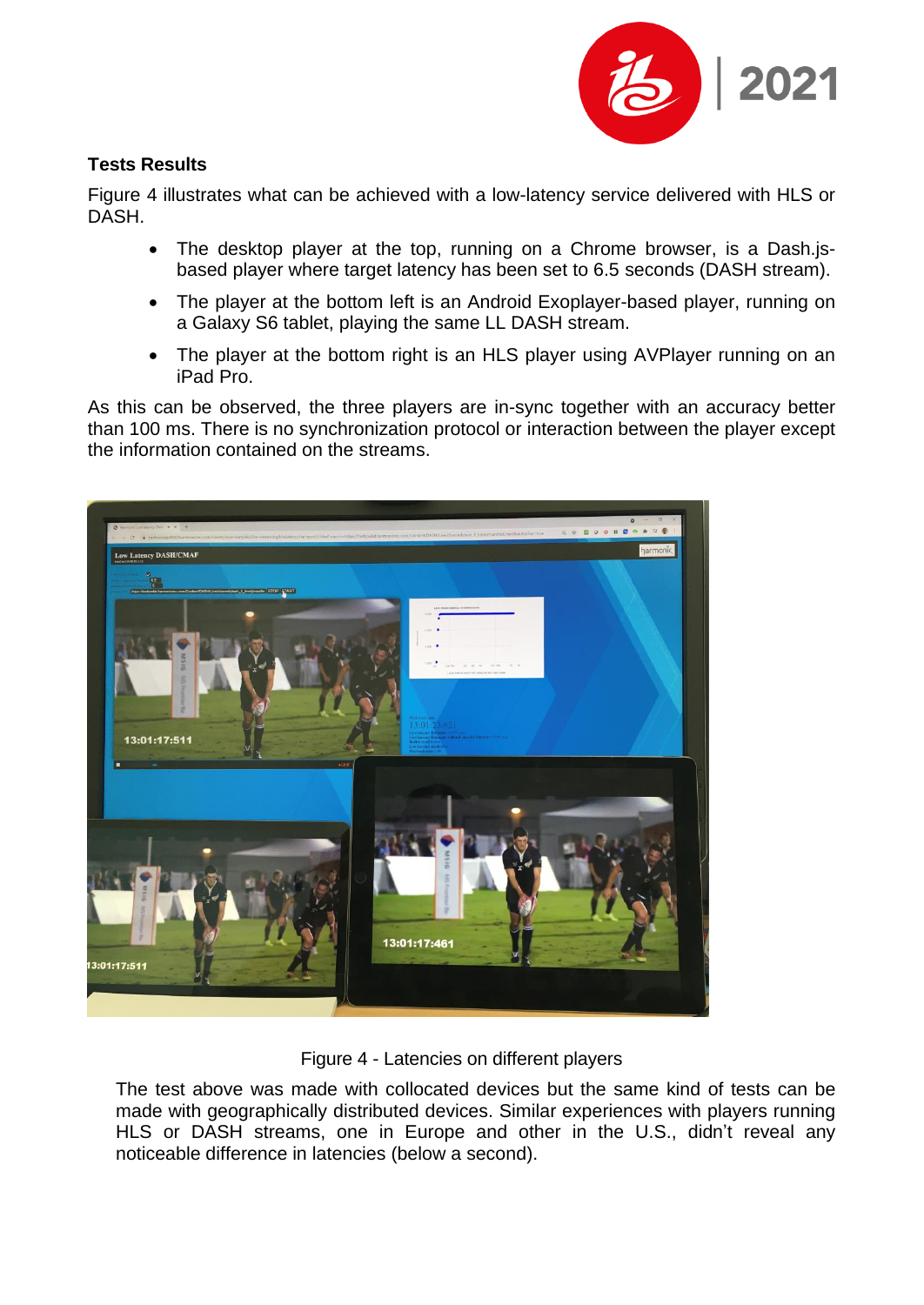## Tests Results

Figure 4 illustrates what can be achieved with a low-latency service delivered with HLS or DASH.

- The desktop player at the top, running on a Chrome browser, is a Dash.js-based player where target latency has been set to 6.5 seconds (DASH stream).
- The player at the bottom left is an Android Exoplayer-based player, running on a Galaxy S6 tablet, playing the same LL DASH stream.
- The player at the bottom right is an HLS player using AVPlayer running on an iPad Pro.

As this can be observed, the three players are in-sync together with an accuracy better than 100 ms. There is no synchronization protocol or interaction between the player except the information contained on the streams.

Figure 4 - Latencies on different players

The test above was made with collocated devices but the same kind of tests can be made with geographically distributed devices. Similar experiences with players running HLS or DASH streams, one in Europe and other in the U.S., didn't reveal any noticeable difference in latencies (below a second).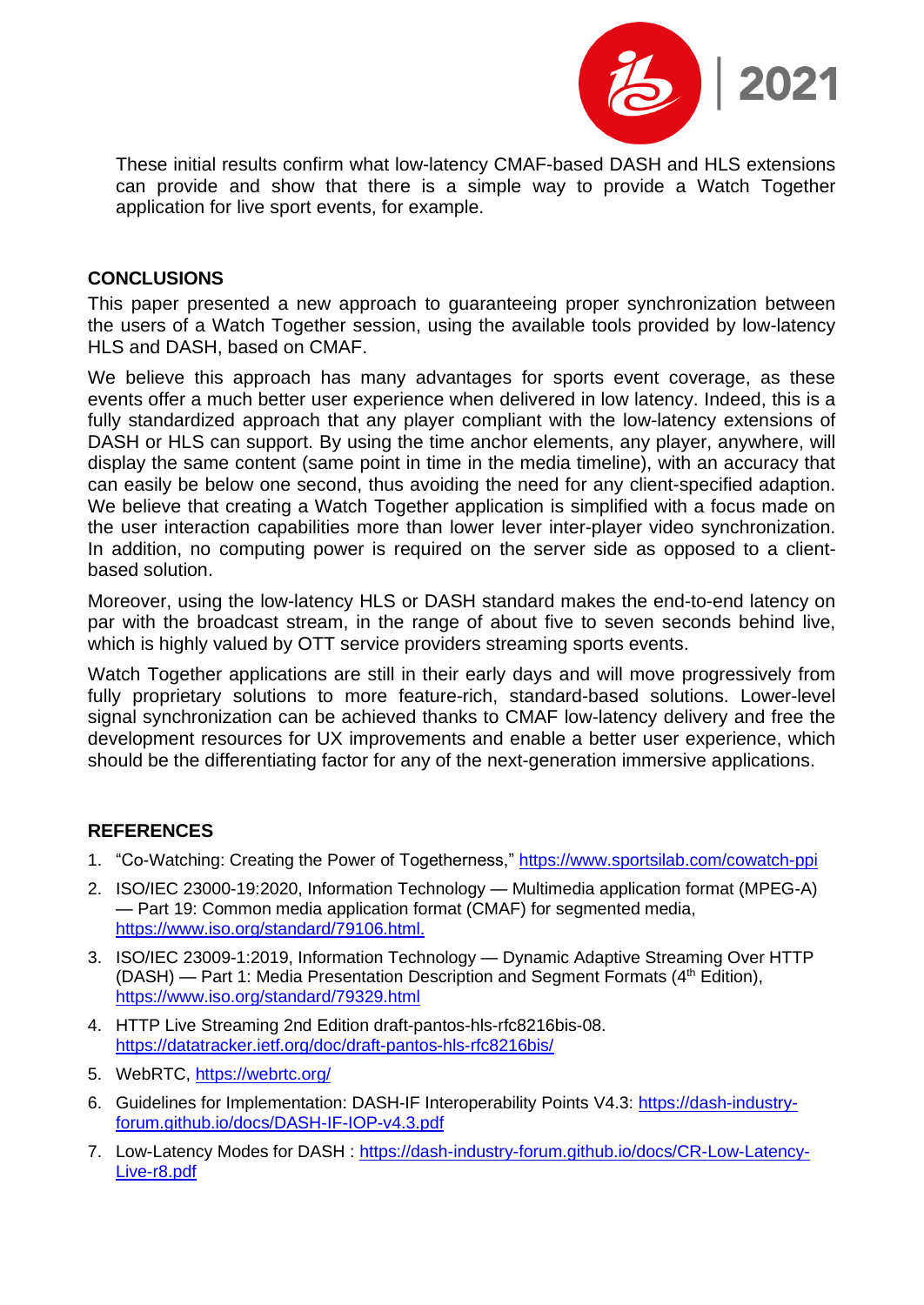These initial results confirm what low-latency CMAF-based DASH and HLS extensions can provide and show that there is a simple way to provide a Watch Together application for live sport events, for example.

## CONCLUSIONS

This paper presented a new approach to guaranteeing proper synchronization between the users of a Watch Together session, using the available tools provided by low-latency HLS and DASH, based on CMAF.

We believe this approach has many advantages for sports event coverage, as these events offer a much better user experience when delivered in low latency. Indeed, this is a fully standardized approach that any player compliant with the low-latency extensions of DASH or HLS can support. By using the time anchor elements, any player, anywhere, will display the same content (same point in time in the media timeline), with an accuracy that can easily be below one second, thus avoiding the need for any client-specified adaption. We believe that creating a Watch Together application is simplified with a focus made on the user interaction capabilities more than lower lever inter-player video synchronization. In addition, no computing power is required on the server side as opposed to a client-based solution.

Moreover, using the low-latency HLS or DASH standard makes the end-to-end latency on par with the broadcast stream, in the range of about five to seven seconds behind live, which is highly valued by OTT service providers streaming sports events.

Watch Together applications are still in their early days and will move progressively from fully proprietary solutions to more feature-rich, standard-based solutions. Lower-level signal synchronization can be achieved thanks to CMAF low-latency delivery and free the development resources for UX improvements and enable a better user experience, which should be the differentiating factor for any of the next-generation immersive applications.

## REFERENCES

1. "Co-Watching: Creating the Power of Togetherness," https://www.sportsilab.com/cowatch-ppi
2. ISO/IEC 23000-19:2020, Information Technology — Multimedia application format (MPEG-A) — Part 19: Common media application format (CMAF) for segmented media, https://www.iso.org/standard/79106.html.
3. ISO/IEC 23009-1:2019, Information Technology — Dynamic Adaptive Streaming Over HTTP (DASH) — Part 1: Media Presentation Description and Segment Formats (4th Edition), https://www.iso.org/standard/79329.html
4. HTTP Live Streaming 2nd Edition draft-pantos-hls-rfc8216bis-08. https://datatracker.ietf.org/doc/draft-pantos-hls-rfc8216bis/
5. WebRTC, https://webrtc.org/
6. Guidelines for Implementation: DASH-IF Interoperability Points V4.3: https://dash-industry-forum.github.io/docs/DASH-IF-IOP-v4.3.pdf
7. Low-Latency Modes for DASH : https://dash-industry-forum.github.io/docs/CR-Low-Latency-Live-r8.pdf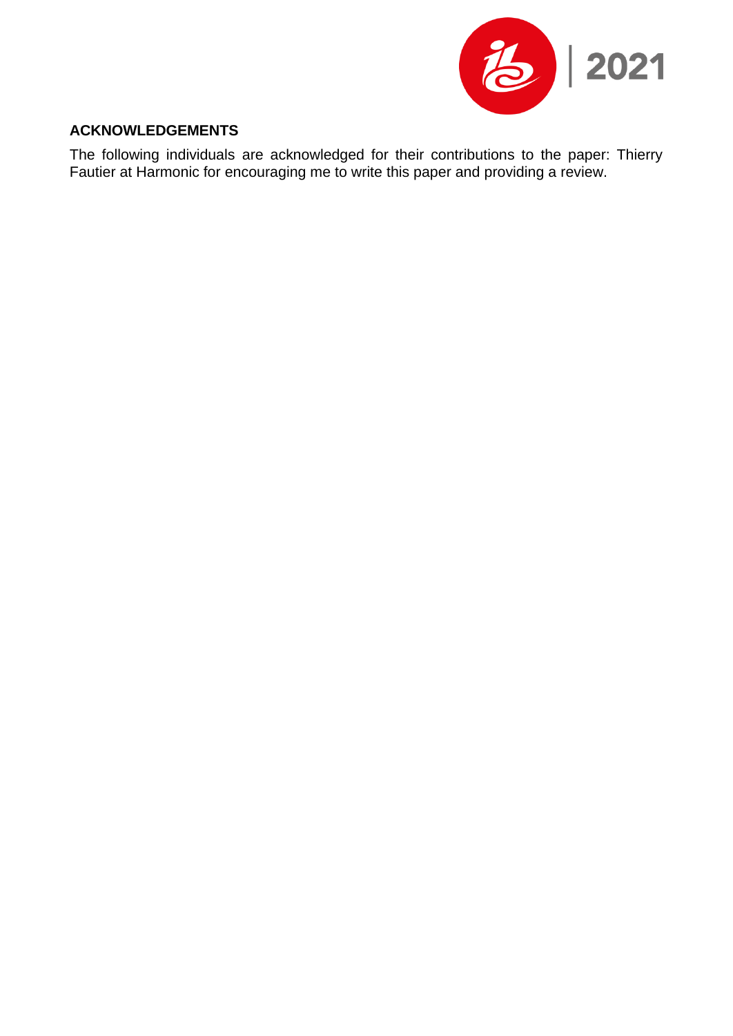## ACKNOWLEDGEMENTS

The following individuals are acknowledged for their contributions to the paper: Thierry Fautier at Harmonic for encouraging me to write this paper and providing a review.